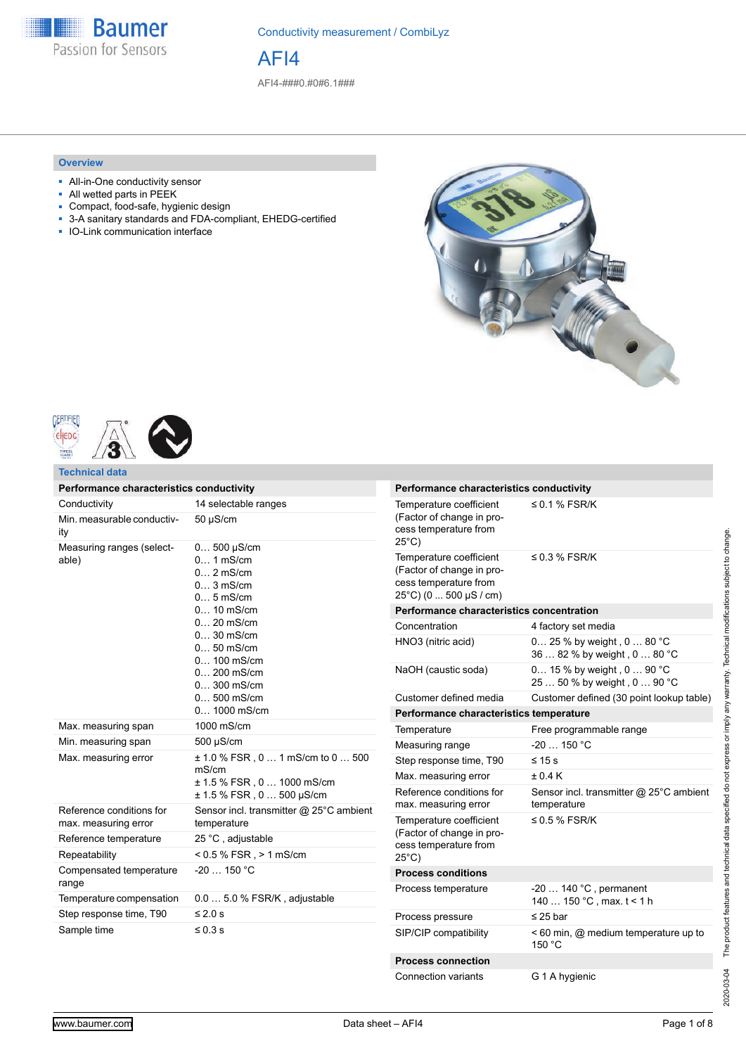Conductivity measurement / CombiLyz

# AFI4

AFI4-###0.#0#6.1###

## Overview

- All-in-One conductivity sensor
- All wetted parts in PEEK
- Compact, food-safe, hygienic design
- 3-A sanitary standards and FDA-compliant, EHEDG-certified
- IO-Link communication interface

## Technical data

| Performance characteristics conductivity | |
|---|---|
| Conductivity | 14 selectable ranges |
| Min. measurable conductivity | 50 µS/cm |
| Measuring ranges (selectable) | 0… 500 µS/cm<br>0… 1 mS/cm<br>0… 2 mS/cm<br>0… 3 mS/cm<br>0… 5 mS/cm<br>0… 10 mS/cm<br>0… 20 mS/cm<br>0… 30 mS/cm<br>0… 50 mS/cm<br>0… 100 mS/cm<br>0… 200 mS/cm<br>0… 300 mS/cm<br>0… 500 mS/cm<br>0… 1000 mS/cm |
| Max. measuring span | 1000 mS/cm |
| Min. measuring span | 500 µS/cm |
| Max. measuring error | ± 1.0 % FSR , 0 … 1 mS/cm to 0 … 500 mS/cm<br>± 1.5 % FSR , 0 … 1000 mS/cm<br>± 1.5 % FSR , 0 … 500 µS/cm |
| Reference conditions for max. measuring error | Sensor incl. transmitter @ 25°C ambient temperature |
| Reference temperature | 25 °C , adjustable |
| Repeatability | < 0.5 % FSR , > 1 mS/cm |
| Compensated temperature range | -20 … 150 °C |
| Temperature compensation | 0.0 … 5.0 % FSR/K , adjustable |
| Step response time, T90 | ≤ 2.0 s |
| Sample time | ≤ 0.3 s |
| Temperature coefficient (Factor of change in process temperature from 25°C) | ≤ 0.1 % FSR/K |
| Temperature coefficient (Factor of change in process temperature from 25°C) (0 ... 500 µS / cm) | ≤ 0.3 % FSR/K |

| Performance characteristics concentration | |
|---|---|
| Concentration | 4 factory set media |
| HNO3 (nitric acid) | 0… 25 % by weight , 0 … 80 °C<br>36 … 82 % by weight , 0 … 80 °C |
| NaOH (caustic soda) | 0… 15 % by weight , 0 … 90 °C<br>25 … 50 % by weight , 0 … 90 °C |
| Customer defined media | Customer defined (30 point lookup table) |

| Performance characteristics temperature | |
|---|---|
| Temperature | Free programmable range |
| Measuring range | -20 … 150 °C |
| Step response time, T90 | ≤ 15 s |
| Max. measuring error | ± 0.4 K |
| Reference conditions for max. measuring error | Sensor incl. transmitter @ 25°C ambient temperature |
| Temperature coefficient (Factor of change in process temperature from 25°C) | ≤ 0.5 % FSR/K |

| Process conditions | |
|---|---|
| Process temperature | -20 … 140 °C , permanent<br>140 … 150 °C , max. t < 1 h |
| Process pressure | ≤ 25 bar |
| SIP/CIP compatibility | < 60 min, @ medium temperature up to 150 °C |

| Process connection | |
|---|---|
| Connection variants | G 1 A hygienic |

The product features and technical data specified do not express or imply any warranty. Technical modifications subject to change.

2020-03-04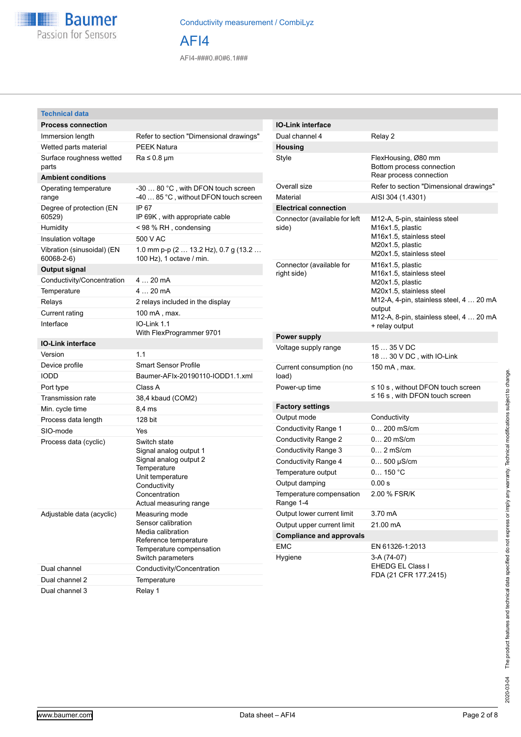# AFI4

AFI4-###0.#0#6.1###

## Technical data

| Process connection | |
|---|---|
| Immersion length | Refer to section "Dimensional drawings" |
| Wetted parts material | PEEK Natura |
| Surface roughness wetted parts | Ra ≤ 0.8 µm |
| **Ambient conditions** | |
| Operating temperature range | -30 … 80 °C , with DFON touch screen<br>-40 … 85 °C , without DFON touch screen |
| Degree of protection (EN 60529) | IP 67<br>IP 69K , with appropriate cable |
| Humidity | < 98 % RH , condensing |
| Insulation voltage | 500 V AC |
| Vibration (sinusoidal) (EN 60068-2-6) | 1.0 mm p-p (2 … 13.2 Hz), 0.7 g (13.2 … 100 Hz), 1 octave / min. |
| **Output signal** | |
| Conductivity/Concentration | 4 … 20 mA |
| Temperature | 4 … 20 mA |
| Relays | 2 relays included in the display |
| Current rating | 100 mA , max. |
| Interface | IO-Link 1.1<br>With FlexProgrammer 9701 |
| **IO-Link interface** | |
| Version | 1.1 |
| Device profile | Smart Sensor Profile |
| IODD | Baumer-AFIx-20190110-IODD1.1.xml |
| Port type | Class A |
| Transmission rate | 38,4 kbaud (COM2) |
| Min. cycle time | 8,4 ms |
| Process data length | 128 bit |
| SIO-mode | Yes |
| Process data (cyclic) | Switch state<br>Signal analog output 1<br>Signal analog output 2<br>Temperature<br>Unit temperature<br>Conductivity<br>Concentration<br>Actual measuring range |
| Adjustable data (acyclic) | Measuring mode<br>Sensor calibration<br>Media calibration<br>Reference temperature<br>Temperature compensation<br>Switch parameters |
| Dual channel | Conductivity/Concentration |
| Dual channel 2 | Temperature |
| Dual channel 3 | Relay 1 |
| Dual channel 4 | Relay 2 |
| **Housing** | |
| Style | FlexHousing, Ø80 mm<br>Bottom process connection<br>Rear process connection |
| Overall size | Refer to section "Dimensional drawings" |
| Material | AISI 304 (1.4301) |
| **Electrical connection** | |
| Connector (available for left side) | M12-A, 5-pin, stainless steel<br>M16x1.5, plastic<br>M16x1.5, stainless steel<br>M20x1.5, plastic<br>M20x1.5, stainless steel |
| Connector (available for right side) | M16x1.5, plastic<br>M16x1.5, stainless steel<br>M20x1.5, plastic<br>M20x1.5, stainless steel<br>M12-A, 4-pin, stainless steel, 4 … 20 mA output<br>M12-A, 8-pin, stainless steel, 4 … 20 mA + relay output |
| **Power supply** | |
| Voltage supply range | 15 … 35 V DC<br>18 … 30 V DC , with IO-Link |
| Current consumption (no load) | 150 mA , max. |
| Power-up time | ≤ 10 s , without DFON touch screen<br>≤ 16 s , with DFON touch screen |
| **Factory settings** | |
| Output mode | Conductivity |
| Conductivity Range 1 | 0… 200 mS/cm |
| Conductivity Range 2 | 0… 20 mS/cm |
| Conductivity Range 3 | 0… 2 mS/cm |
| Conductivity Range 4 | 0… 500 µS/cm |
| Temperature output | 0… 150 °C |
| Output damping | 0.00 s |
| Temperature compensation Range 1-4 | 2.00 % FSR/K |
| Output lower current limit | 3.70 mA |
| Output upper current limit | 21.00 mA |
| **Compliance and approvals** | |
| EMC | EN 61326-1:2013 |
| Hygiene | 3-A (74-07)<br>EHEDG EL Class I<br>FDA (21 CFR 177.2415) |

2020-03-04 The product features and technical data specified do not express or imply any warranty. Technical modifications subject to change.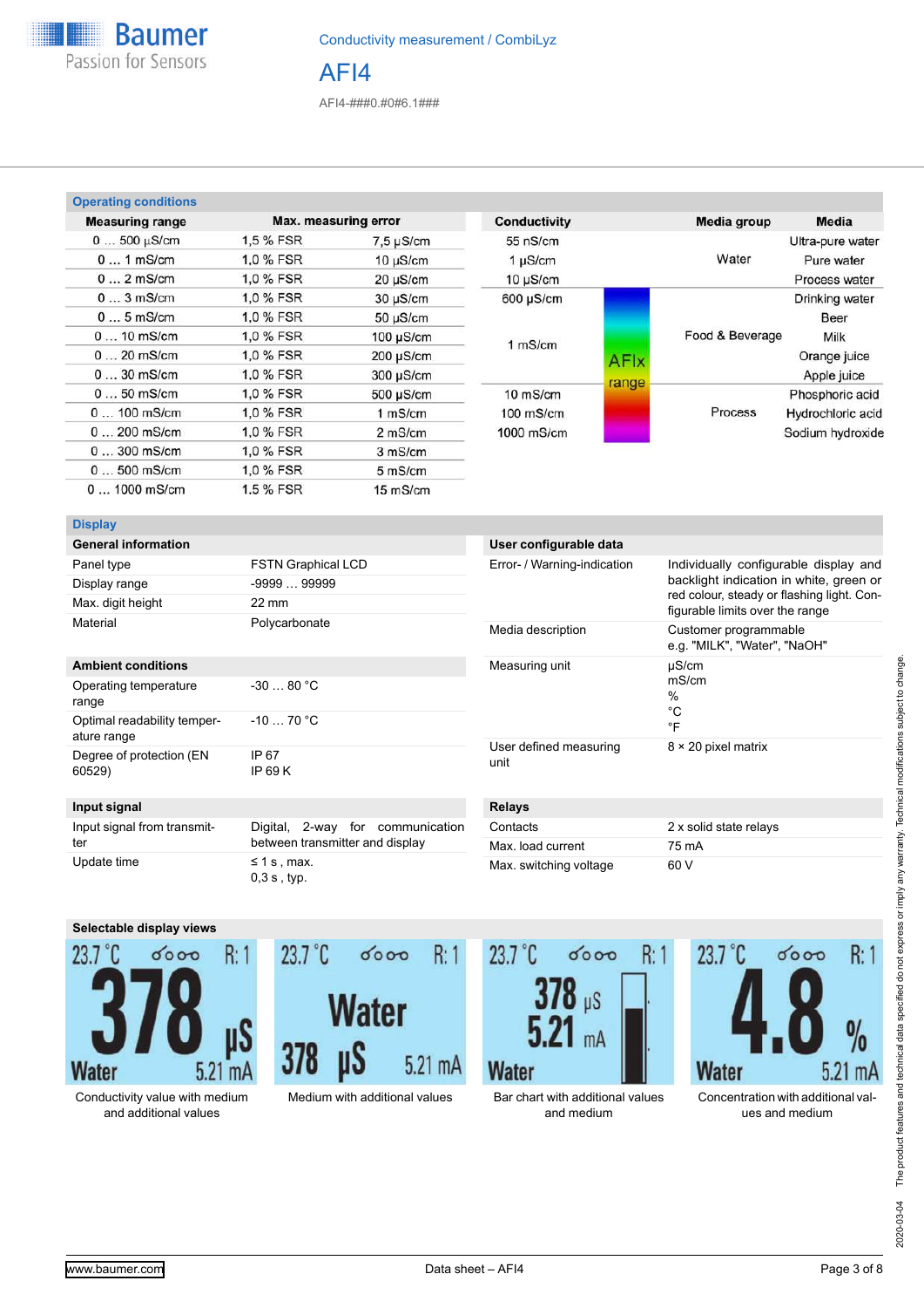Conductivity measurement / CombiLyz

# AFI4

AFI4-###0.#0#6.1###

## Operating conditions

| Measuring range | Max. measuring error | |
|---|---|---|
| 0 … 500 µS/cm | 1,5 % FSR | 7,5 µS/cm |
| 0 … 1 mS/cm | 1,0 % FSR | 10 µS/cm |
| 0 … 2 mS/cm | 1,0 % FSR | 20 µS/cm |
| 0 … 3 mS/cm | 1,0 % FSR | 30 µS/cm |
| 0 … 5 mS/cm | 1,0 % FSR | 50 µS/cm |
| 0 … 10 mS/cm | 1,0 % FSR | 100 µS/cm |
| 0 … 20 mS/cm | 1,0 % FSR | 200 µS/cm |
| 0 … 30 mS/cm | 1,0 % FSR | 300 µS/cm |
| 0 … 50 mS/cm | 1,0 % FSR | 500 µS/cm |
| 0 … 100 mS/cm | 1,0 % FSR | 1 mS/cm |
| 0 … 200 mS/cm | 1,0 % FSR | 2 mS/cm |
| 0 … 300 mS/cm | 1,0 % FSR | 3 mS/cm |
| 0 … 500 mS/cm | 1,0 % FSR | 5 mS/cm |
| 0 … 1000 mS/cm | 1.5 % FSR | 15 mS/cm |

| Conductivity | Media group | Media |
|---|---|---|
| 55 nS/cm | Water | Ultra-pure water |
| 1 µS/cm | | Pure water |
| 10 µS/cm | | Process water |
| 600 µS/cm | Food & Beverage | Drinking water |
| | | Beer |
| 1 mS/cm | | Milk |
| | | Orange juice |
| | | Apple juice |
| 10 mS/cm | Process | Phosphoric acid |
| 100 mS/cm | | Hydrochloric acid |
| 1000 mS/cm | | Sodium hydroxide |

AFIx range: 600 µS/cm … 1000 mS/cm

## Display

| General information | |
|---|---|
| Panel type | FSTN Graphical LCD |
| Display range | -9999 … 99999 |
| Max. digit height | 22 mm |
| Material | Polycarbonate |

| Ambient conditions | |
|---|---|
| Operating temperature range | -30 … 80 °C |
| Optimal readability temperature range | -10 … 70 °C |
| Degree of protection (EN 60529) | IP 67<br>IP 69 K |

| Input signal | |
|---|---|
| Input signal from transmitter | Digital, 2-way for communication between transmitter and display |
| Update time | ≤ 1 s , max.<br>0,3 s , typ. |

| User configurable data | |
|---|---|
| Error- / Warning-indication | Individually configurable display and backlight indication in white, green or red colour, steady or flashing light. Configurable limits over the range |
| Media description | Customer programmable<br>e.g. "MILK", "Water", "NaOH" |
| Measuring unit | µS/cm<br>mS/cm<br>%<br>°C<br>°F |
| User defined measuring unit | 8 × 20 pixel matrix |

| Relays | |
|---|---|
| Contacts | 2 x solid state relays |
| Max. load current | 75 mA |
| Max. switching voltage | 60 V |

### Selectable display views

| 23.7 °C R: 1<br>378 µS<br>Water 5.21 mA | 23.7 °C R: 1<br>Water<br>378 µS 5.21 mA | 23.7 °C R: 1<br>378 µS<br>5.21 mA<br>Water | 23.7 °C R: 1<br>4.8 %<br>Water 5.21 mA |
|---|---|---|---|
| Conductivity value with medium and additional values | Medium with additional values | Bar chart with additional values and medium | Concentration with additional values and medium |

2020-03-04 The product features and technical data specified do not express or imply any warranty. Technical modifications subject to change.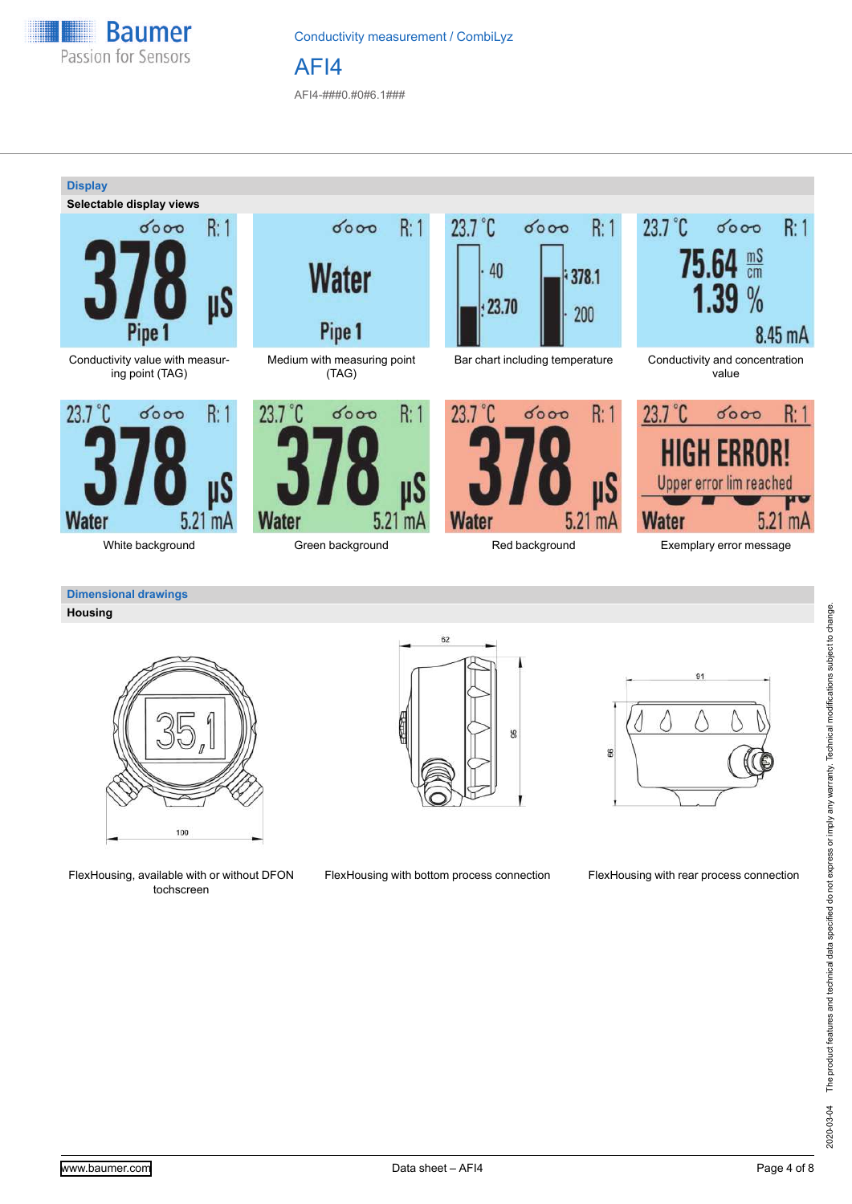## Display

### Selectable display views

Conductivity value with measuring point (TAG)

Medium with measuring point (TAG)

Bar chart including temperature

Conductivity and concentration value

White background

Green background

Red background

Exemplary error message

## Dimensional drawings

### Housing

FlexHousing, available with or without DFON tochscreen

FlexHousing with bottom process connection

FlexHousing with rear process connection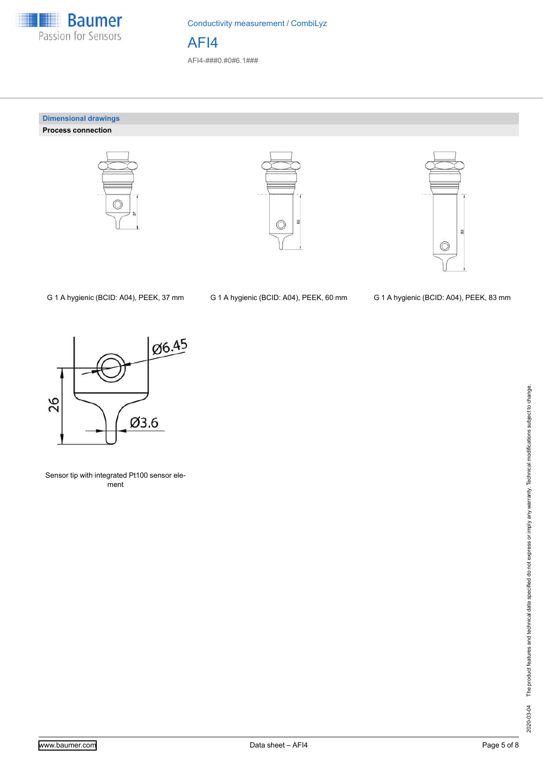## Dimensional drawings

### Process connection

G 1 A hygienic (BCID: A04), PEEK, 37 mm

G 1 A hygienic (BCID: A04), PEEK, 60 mm

G 1 A hygienic (BCID: A04), PEEK, 83 mm

Sensor tip with integrated Pt100 sensor element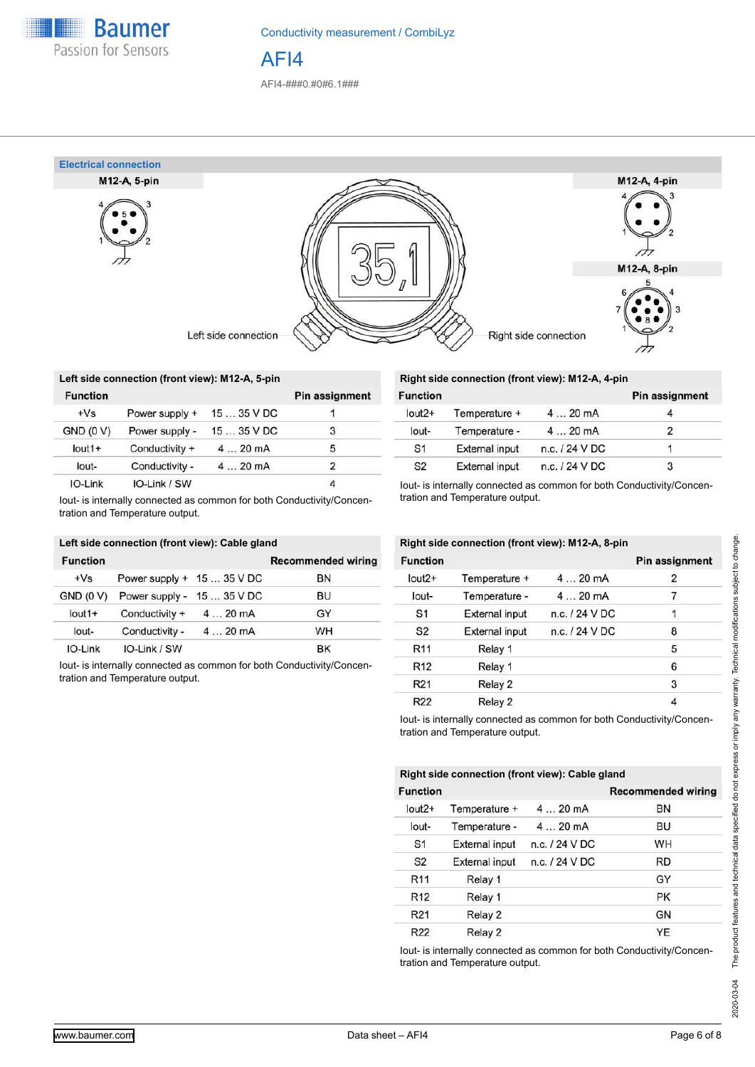## Electrical connection

M12-A, 5-pin

M12-A, 4-pin

M12-A, 8-pin

Left side connection

Right side connection

### Left side connection (front view): M12-A, 5-pin

| Function | | | Pin assignment |
|---|---|---|---|
| +Vs | Power supply + | 15 … 35 V DC | 1 |
| GND (0 V) | Power supply - | 15 … 35 V DC | 3 |
| Iout1+ | Conductivity + | 4 … 20 mA | 5 |
| Iout- | Conductivity - | 4 … 20 mA | 2 |
| IO-Link | IO-Link / SW | | 4 |

Iout- is internally connected as common for both Conductivity/Concentration and Temperature output.

### Left side connection (front view): Cable gland

| Function | | | Recommended wiring |
|---|---|---|---|
| +Vs | Power supply + | 15 … 35 V DC | BN |
| GND (0 V) | Power supply - | 15 … 35 V DC | BU |
| Iout1+ | Conductivity + | 4 … 20 mA | GY |
| Iout- | Conductivity - | 4 … 20 mA | WH |
| IO-Link | IO-Link / SW | | BK |

Iout- is internally connected as common for both Conductivity/Concentration and Temperature output.

### Right side connection (front view): M12-A, 4-pin

| Function | | | Pin assignment |
|---|---|---|---|
| Iout2+ | Temperature + | 4 … 20 mA | 4 |
| Iout- | Temperature - | 4 … 20 mA | 2 |
| S1 | External input | n.c. / 24 V DC | 1 |
| S2 | External input | n.c. / 24 V DC | 3 |

Iout- is internally connected as common for both Conductivity/Concentration and Temperature output.

### Right side connection (front view): M12-A, 8-pin

| Function | | | Pin assignment |
|---|---|---|---|
| Iout2+ | Temperature + | 4 … 20 mA | 2 |
| Iout- | Temperature - | 4 … 20 mA | 7 |
| S1 | External input | n.c. / 24 V DC | 1 |
| S2 | External input | n.c. / 24 V DC | 8 |
| R11 | Relay 1 | | 5 |
| R12 | Relay 1 | | 6 |
| R21 | Relay 2 | | 3 |
| R22 | Relay 2 | | 4 |

Iout- is internally connected as common for both Conductivity/Concentration and Temperature output.

### Right side connection (front view): Cable gland

| Function | | | Recommended wiring |
|---|---|---|---|
| Iout2+ | Temperature + | 4 … 20 mA | BN |
| Iout- | Temperature - | 4 … 20 mA | BU |
| S1 | External input | n.c. / 24 V DC | WH |
| S2 | External input | n.c. / 24 V DC | RD |
| R11 | Relay 1 | | GY |
| R12 | Relay 1 | | PK |
| R21 | Relay 2 | | GN |
| R22 | Relay 2 | | YE |

Iout- is internally connected as common for both Conductivity/Concentration and Temperature output.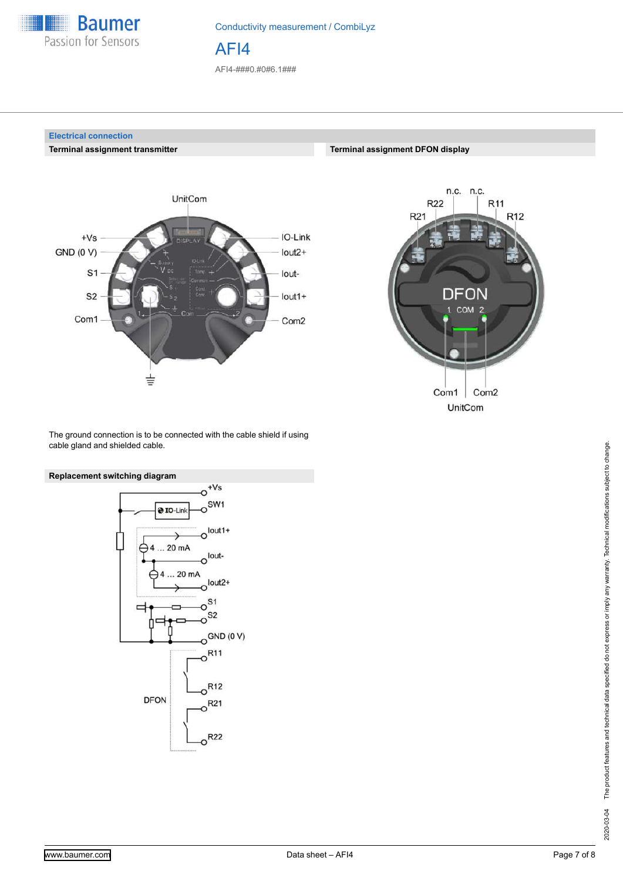## Electrical connection

### Terminal assignment transmitter

UnitCom

+Vs
GND (0 V)
S1
S2
Com1

IO-Link
Iout2+
Iout-
Iout1+
Com2

The ground connection is to be connected with the cable shield if using cable gland and shielded cable.

### Terminal assignment DFON display

n.c. n.c.
R22 R11
R21 R12

DFON
1 COM 2

Com1 Com2
UnitCom

### Replacement switching diagram

+Vs
SW1
IO-Link
Iout1+
4 ... 20 mA
Iout-
4 ... 20 mA
Iout2+
S1
S2
GND (0 V)
DFON
R11
R12
R21
R22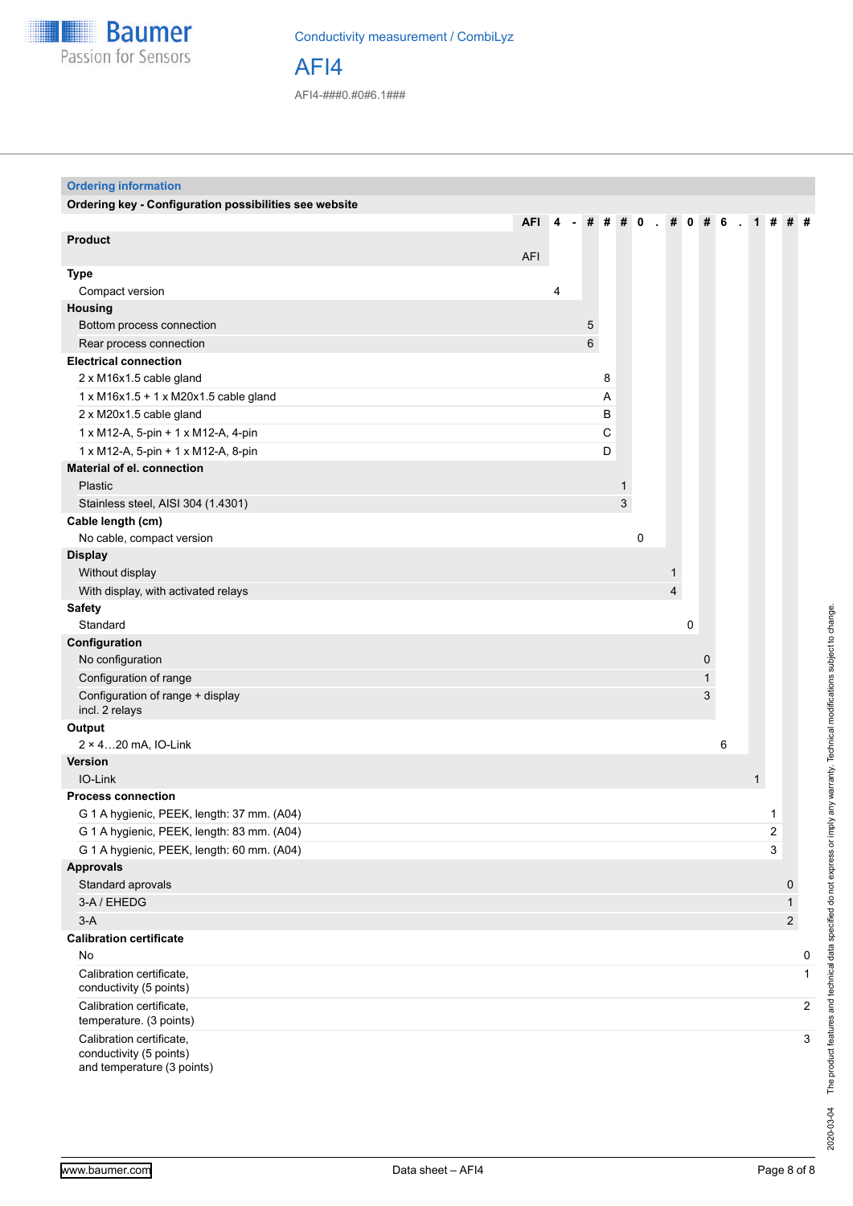# AFI4

Conductivity measurement / CombiLyz

AFI4-###0.#0#6.1###

## Ordering information

**Ordering key - Configuration possibilities see website**

| | AFI | 4 | - | # | # | # | 0 | . | # | 0 | # | 6 | . | 1 | # | # | # |
|---|---|---|---|---|---|---|---|---|---|---|---|---|---|---|---|---|---|
| **Product** | AFI | | | | | | | | | | | | | | | | |
| **Type** | | | | | | | | | | | | | | | | | |
| Compact version | | 4 | | | | | | | | | | | | | | | |
| **Housing** | | | | | | | | | | | | | | | | | |
| Bottom process connection | | | | 5 | | | | | | | | | | | | | |
| Rear process connection | | | | 6 | | | | | | | | | | | | | |
| **Electrical connection** | | | | | | | | | | | | | | | | | |
| 2 x M16x1.5 cable gland | | | | | 8 | | | | | | | | | | | | |
| 1 x M16x1.5 + 1 x M20x1.5 cable gland | | | | | A | | | | | | | | | | | | |
| 2 x M20x1.5 cable gland | | | | | B | | | | | | | | | | | | |
| 1 x M12-A, 5-pin + 1 x M12-A, 4-pin | | | | | C | | | | | | | | | | | | |
| 1 x M12-A, 5-pin + 1 x M12-A, 8-pin | | | | | D | | | | | | | | | | | | |
| **Material of el. connection** | | | | | | | | | | | | | | | | | |
| Plastic | | | | | | 1 | | | | | | | | | | | |
| Stainless steel, AISI 304 (1.4301) | | | | | | 3 | | | | | | | | | | | |
| **Cable length (cm)** | | | | | | | | | | | | | | | | | |
| No cable, compact version | | | | | | | 0 | | | | | | | | | | |
| **Display** | | | | | | | | | | | | | | | | | |
| Without display | | | | | | | | | 1 | | | | | | | | |
| With display, with activated relays | | | | | | | | | 4 | | | | | | | | |
| **Safety** | | | | | | | | | | | | | | | | | |
| Standard | | | | | | | | | | 0 | | | | | | | |
| **Configuration** | | | | | | | | | | | | | | | | | |
| No configuration | | | | | | | | | | | 0 | | | | | | |
| Configuration of range | | | | | | | | | | | 1 | | | | | | |
| Configuration of range + display incl. 2 relays | | | | | | | | | | | 3 | | | | | | |
| **Output** | | | | | | | | | | | | | | | | | |
| 2 × 4…20 mA, IO-Link | | | | | | | | | | | | 6 | | | | | |
| **Version** | | | | | | | | | | | | | | | | | |
| IO-Link | | | | | | | | | | | | | | 1 | | | |
| **Process connection** | | | | | | | | | | | | | | | | | |
| G 1 A hygienic, PEEK, length: 37 mm. (A04) | | | | | | | | | | | | | | | 1 | | |
| G 1 A hygienic, PEEK, length: 83 mm. (A04) | | | | | | | | | | | | | | | 2 | | |
| G 1 A hygienic, PEEK, length: 60 mm. (A04) | | | | | | | | | | | | | | | 3 | | |
| **Approvals** | | | | | | | | | | | | | | | | | |
| Standard aprovals | | | | | | | | | | | | | | | | 0 | |
| 3-A / EHEDG | | | | | | | | | | | | | | | | 1 | |
| 3-A | | | | | | | | | | | | | | | | 2 | |
| **Calibration certificate** | | | | | | | | | | | | | | | | | |
| No | | | | | | | | | | | | | | | | | 0 |
| Calibration certificate, conductivity (5 points) | | | | | | | | | | | | | | | | | 1 |
| Calibration certificate, temperature. (3 points) | | | | | | | | | | | | | | | | | 2 |
| Calibration certificate, conductivity (5 points) and temperature (3 points) | | | | | | | | | | | | | | | | | 3 |

2020-03-04 The product features and technical data specified do not express or imply any warranty. Technical modifications subject to change.